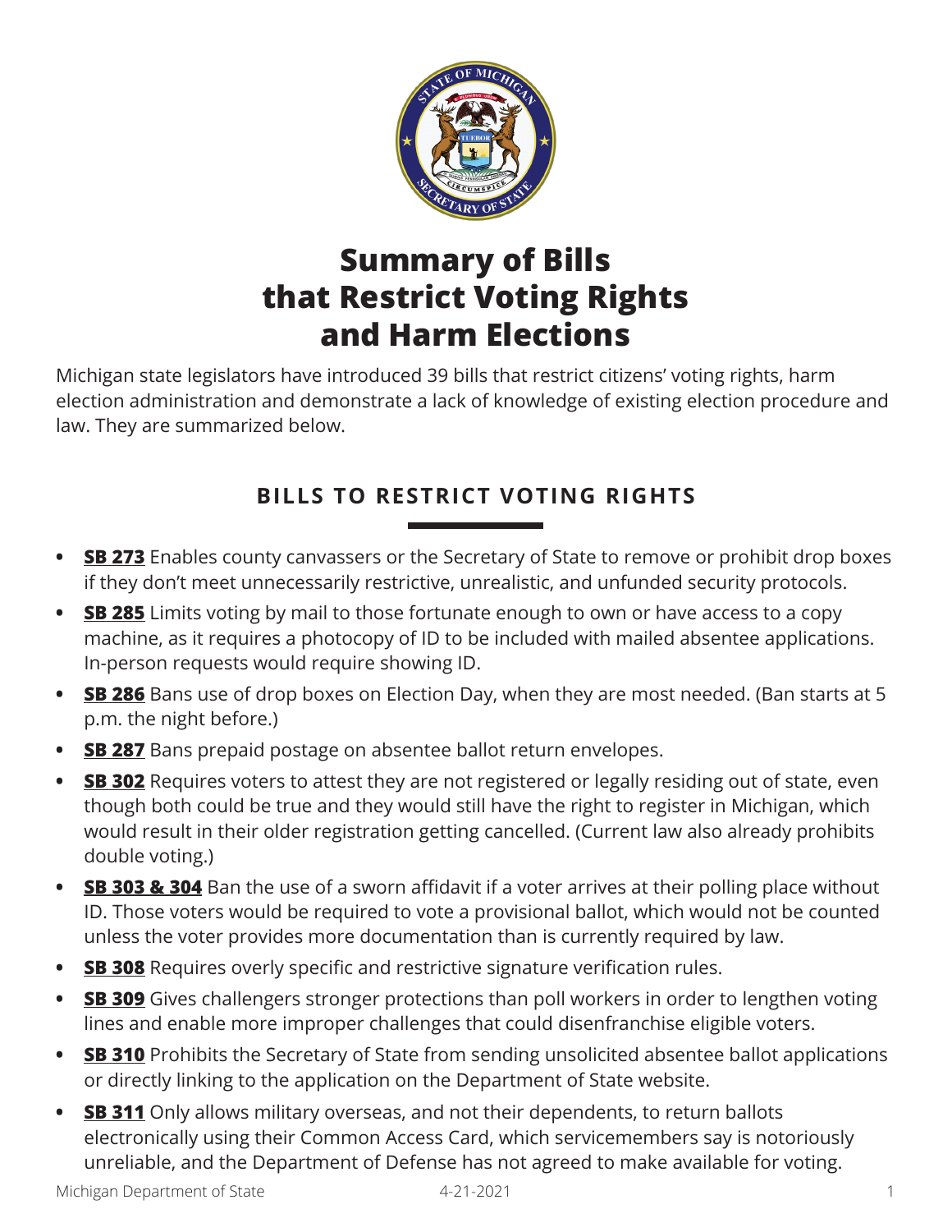# Summary of Bills that Restrict Voting Rights and Harm Elections

Michigan state legislators have introduced 39 bills that restrict citizens' voting rights, harm election administration and demonstrate a lack of knowledge of existing election procedure and law. They are summarized below.

## BILLS TO RESTRICT VOTING RIGHTS

- **SB 273** Enables county canvassers or the Secretary of State to remove or prohibit drop boxes if they don't meet unnecessarily restrictive, unrealistic, and unfunded security protocols.
- **SB 285** Limits voting by mail to those fortunate enough to own or have access to a copy machine, as it requires a photocopy of ID to be included with mailed absentee applications. In-person requests would require showing ID.
- **SB 286** Bans use of drop boxes on Election Day, when they are most needed. (Ban starts at 5 p.m. the night before.)
- **SB 287** Bans prepaid postage on absentee ballot return envelopes.
- **SB 302** Requires voters to attest they are not registered or legally residing out of state, even though both could be true and they would still have the right to register in Michigan, which would result in their older registration getting cancelled. (Current law also already prohibits double voting.)
- **SB 303 & 304** Ban the use of a sworn affidavit if a voter arrives at their polling place without ID. Those voters would be required to vote a provisional ballot, which would not be counted unless the voter provides more documentation than is currently required by law.
- **SB 308** Requires overly specific and restrictive signature verification rules.
- **SB 309** Gives challengers stronger protections than poll workers in order to lengthen voting lines and enable more improper challenges that could disenfranchise eligible voters.
- **SB 310** Prohibits the Secretary of State from sending unsolicited absentee ballot applications or directly linking to the application on the Department of State website.
- **SB 311** Only allows military overseas, and not their dependents, to return ballots electronically using their Common Access Card, which servicemembers say is notoriously unreliable, and the Department of Defense has not agreed to make available for voting.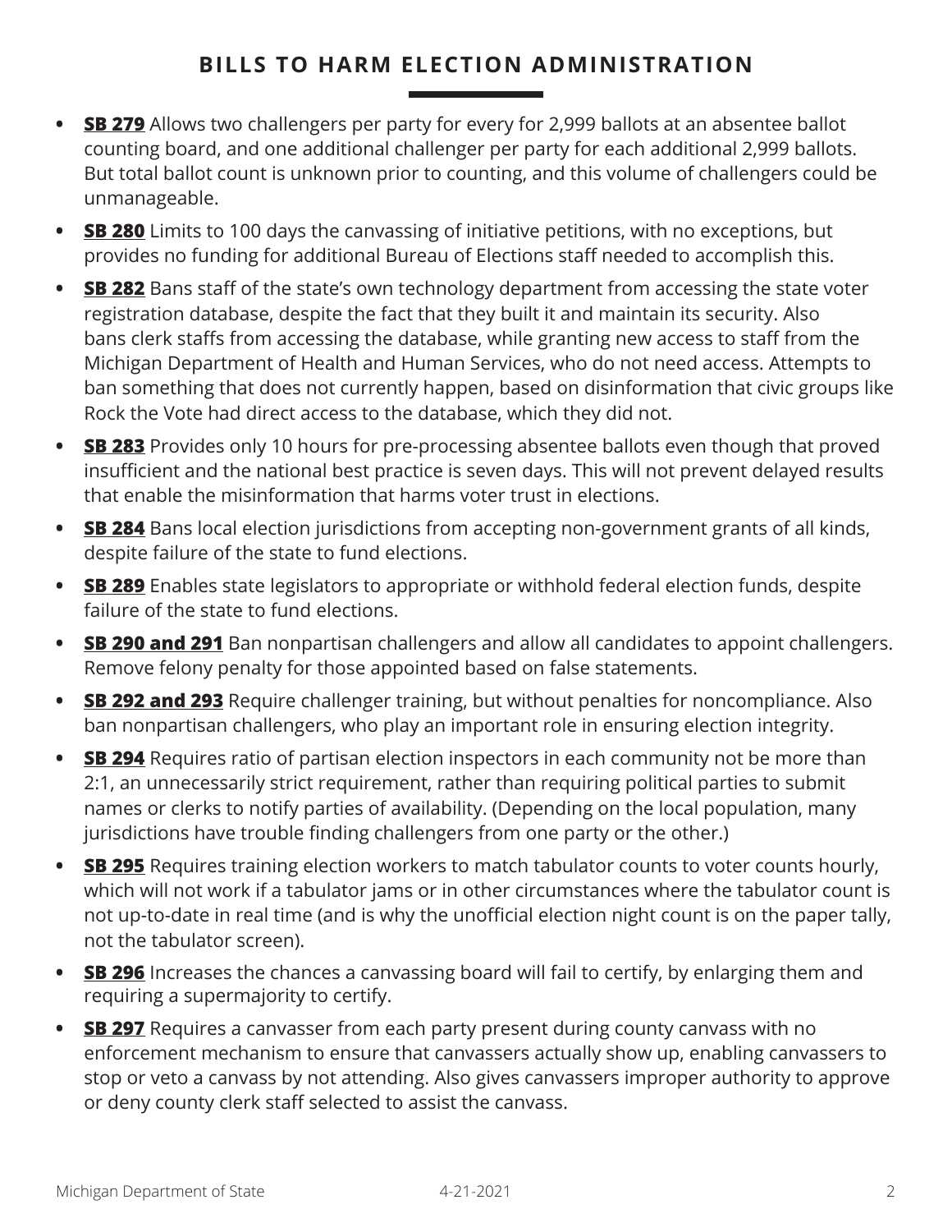## BILLS TO HARM ELECTION ADMINISTRATION

- **SB 279** Allows two challengers per party for every for 2,999 ballots at an absentee ballot counting board, and one additional challenger per party for each additional 2,999 ballots. But total ballot count is unknown prior to counting, and this volume of challengers could be unmanageable.
- **SB 280** Limits to 100 days the canvassing of initiative petitions, with no exceptions, but provides no funding for additional Bureau of Elections staff needed to accomplish this.
- **SB 282** Bans staff of the state's own technology department from accessing the state voter registration database, despite the fact that they built it and maintain its security. Also bans clerk staffs from accessing the database, while granting new access to staff from the Michigan Department of Health and Human Services, who do not need access. Attempts to ban something that does not currently happen, based on disinformation that civic groups like Rock the Vote had direct access to the database, which they did not.
- **SB 283** Provides only 10 hours for pre-processing absentee ballots even though that proved insufficient and the national best practice is seven days. This will not prevent delayed results that enable the misinformation that harms voter trust in elections.
- **SB 284** Bans local election jurisdictions from accepting non-government grants of all kinds, despite failure of the state to fund elections.
- **SB 289** Enables state legislators to appropriate or withhold federal election funds, despite failure of the state to fund elections.
- **SB 290 and 291** Ban nonpartisan challengers and allow all candidates to appoint challengers. Remove felony penalty for those appointed based on false statements.
- **SB 292 and 293** Require challenger training, but without penalties for noncompliance. Also ban nonpartisan challengers, who play an important role in ensuring election integrity.
- **SB 294** Requires ratio of partisan election inspectors in each community not be more than 2:1, an unnecessarily strict requirement, rather than requiring political parties to submit names or clerks to notify parties of availability. (Depending on the local population, many jurisdictions have trouble finding challengers from one party or the other.)
- **SB 295** Requires training election workers to match tabulator counts to voter counts hourly, which will not work if a tabulator jams or in other circumstances where the tabulator count is not up-to-date in real time (and is why the unofficial election night count is on the paper tally, not the tabulator screen).
- **SB 296** Increases the chances a canvassing board will fail to certify, by enlarging them and requiring a supermajority to certify.
- **SB 297** Requires a canvasser from each party present during county canvass with no enforcement mechanism to ensure that canvassers actually show up, enabling canvassers to stop or veto a canvass by not attending. Also gives canvassers improper authority to approve or deny county clerk staff selected to assist the canvass.

Michigan Department of State 4-21-2021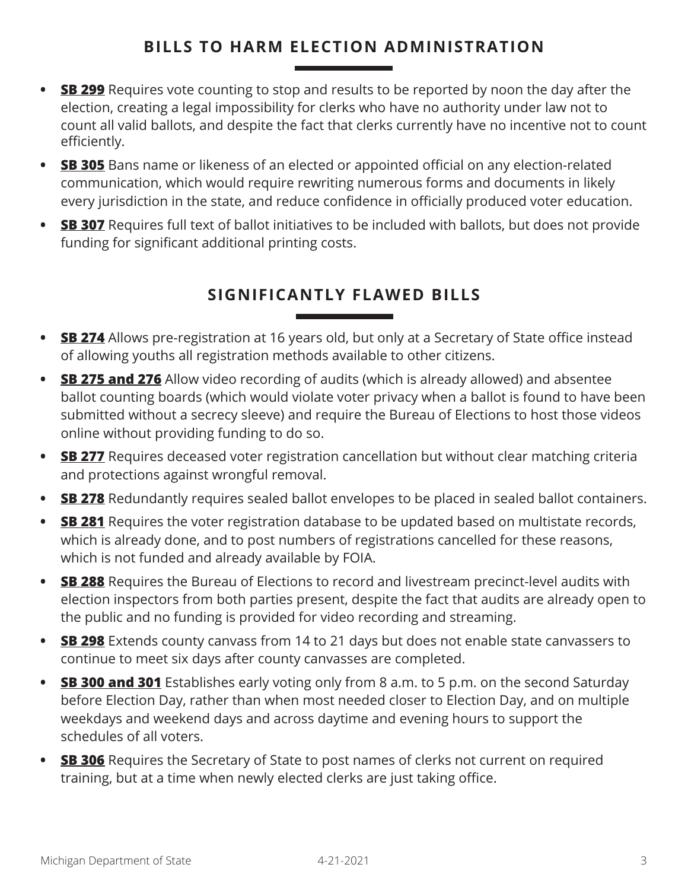## BILLS TO HARM ELECTION ADMINISTRATION

- **SB 299** Requires vote counting to stop and results to be reported by noon the day after the election, creating a legal impossibility for clerks who have no authority under law not to count all valid ballots, and despite the fact that clerks currently have no incentive not to count efficiently.
- **SB 305** Bans name or likeness of an elected or appointed official on any election-related communication, which would require rewriting numerous forms and documents in likely every jurisdiction in the state, and reduce confidence in officially produced voter education.
- **SB 307** Requires full text of ballot initiatives to be included with ballots, but does not provide funding for significant additional printing costs.

## SIGNIFICANTLY FLAWED BILLS

- **SB 274** Allows pre-registration at 16 years old, but only at a Secretary of State office instead of allowing youths all registration methods available to other citizens.
- **SB 275 and 276** Allow video recording of audits (which is already allowed) and absentee ballot counting boards (which would violate voter privacy when a ballot is found to have been submitted without a secrecy sleeve) and require the Bureau of Elections to host those videos online without providing funding to do so.
- **SB 277** Requires deceased voter registration cancellation but without clear matching criteria and protections against wrongful removal.
- **SB 278** Redundantly requires sealed ballot envelopes to be placed in sealed ballot containers.
- **SB 281** Requires the voter registration database to be updated based on multistate records, which is already done, and to post numbers of registrations cancelled for these reasons, which is not funded and already available by FOIA.
- **SB 288** Requires the Bureau of Elections to record and livestream precinct-level audits with election inspectors from both parties present, despite the fact that audits are already open to the public and no funding is provided for video recording and streaming.
- **SB 298** Extends county canvass from 14 to 21 days but does not enable state canvassers to continue to meet six days after county canvasses are completed.
- **SB 300 and 301** Establishes early voting only from 8 a.m. to 5 p.m. on the second Saturday before Election Day, rather than when most needed closer to Election Day, and on multiple weekdays and weekend days and across daytime and evening hours to support the schedules of all voters.
- **SB 306** Requires the Secretary of State to post names of clerks not current on required training, but at a time when newly elected clerks are just taking office.